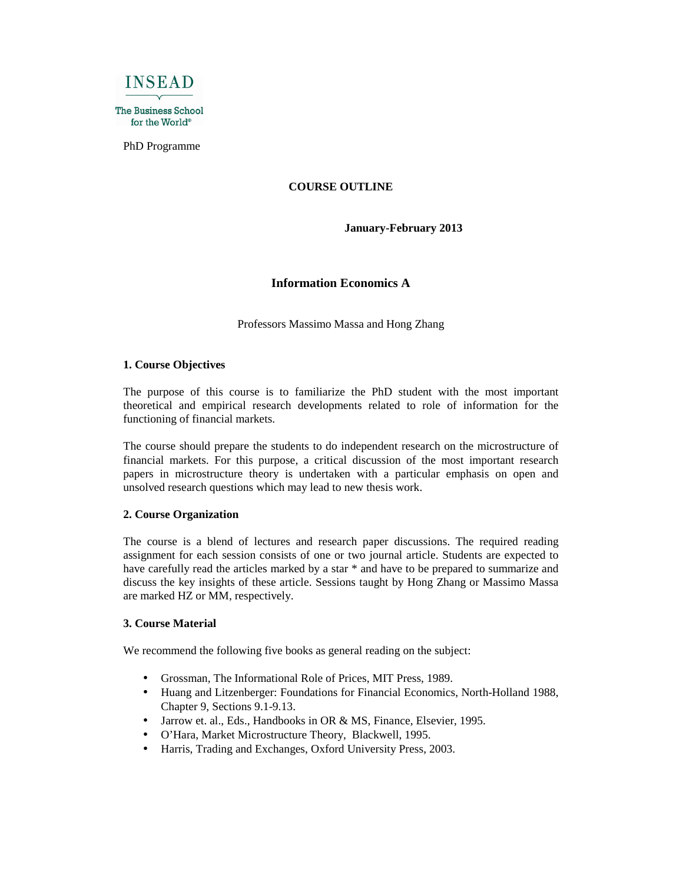INSEAD

The Business School for the World®

PhD Programme

**COURSE OUTLINE**

**January-February 2013**

# Information Economics A

Professors Massimo Massa and Hong Zhang

## 1. Course Objectives

The purpose of this course is to familiarize the PhD student with the most important theoretical and empirical research developments related to role of information for the functioning of financial markets.

The course should prepare the students to do independent research on the microstructure of financial markets. For this purpose, a critical discussion of the most important research papers in microstructure theory is undertaken with a particular emphasis on open and unsolved research questions which may lead to new thesis work.

## 2. Course Organization

The course is a blend of lectures and research paper discussions. The required reading assignment for each session consists of one or two journal article. Students are expected to have carefully read the articles marked by a star * and have to be prepared to summarize and discuss the key insights of these article. Sessions taught by Hong Zhang or Massimo Massa are marked HZ or MM, respectively.

## 3. Course Material

We recommend the following five books as general reading on the subject:

- Grossman, The Informational Role of Prices, MIT Press, 1989.
- Huang and Litzenberger: Foundations for Financial Economics, North-Holland 1988, Chapter 9, Sections 9.1-9.13.
- Jarrow et. al., Eds., Handbooks in OR & MS, Finance, Elsevier, 1995.
- O'Hara, Market Microstructure Theory, Blackwell, 1995.
- Harris, Trading and Exchanges, Oxford University Press, 2003.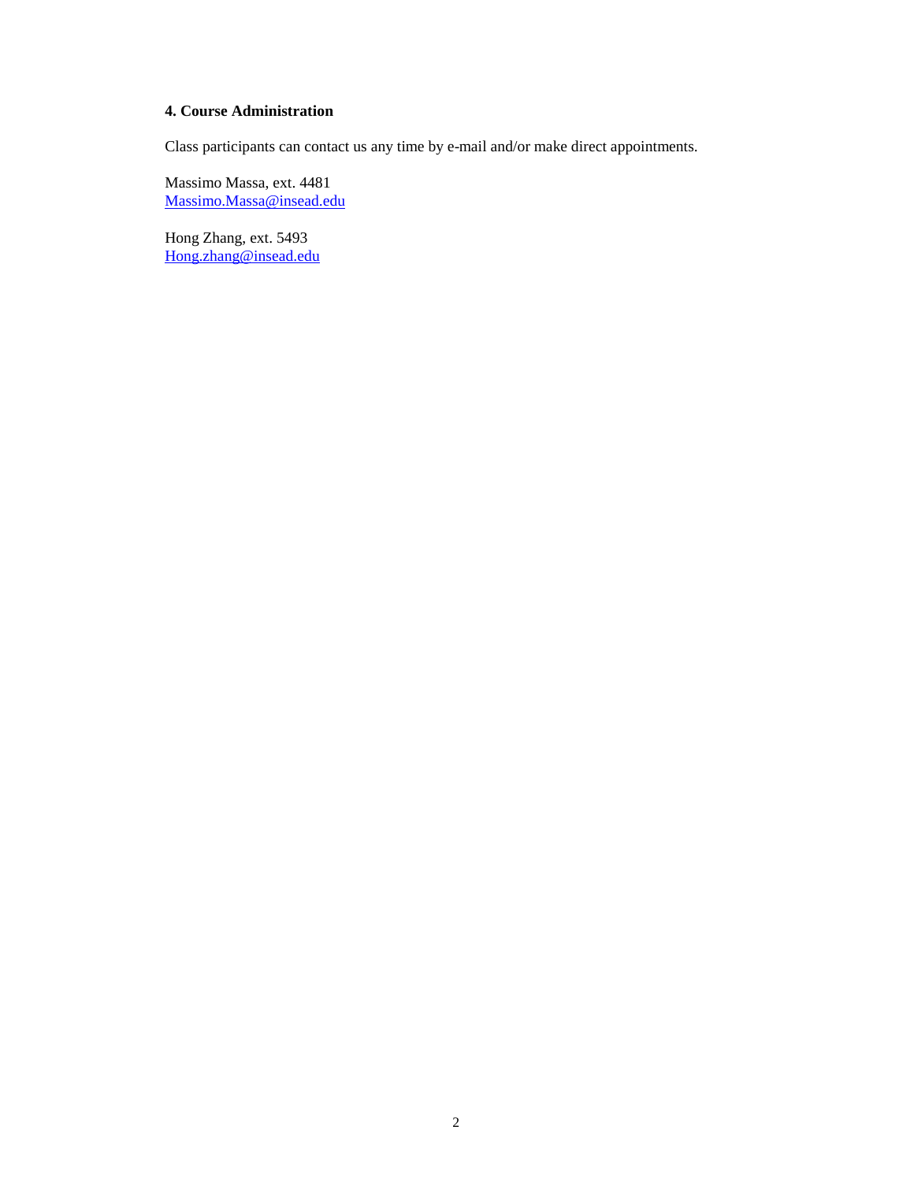## 4. Course Administration

Class participants can contact us any time by e-mail and/or make direct appointments.

Massimo Massa, ext. 4481
Massimo.Massa@insead.edu

Hong Zhang, ext. 5493
Hong.zhang@insead.edu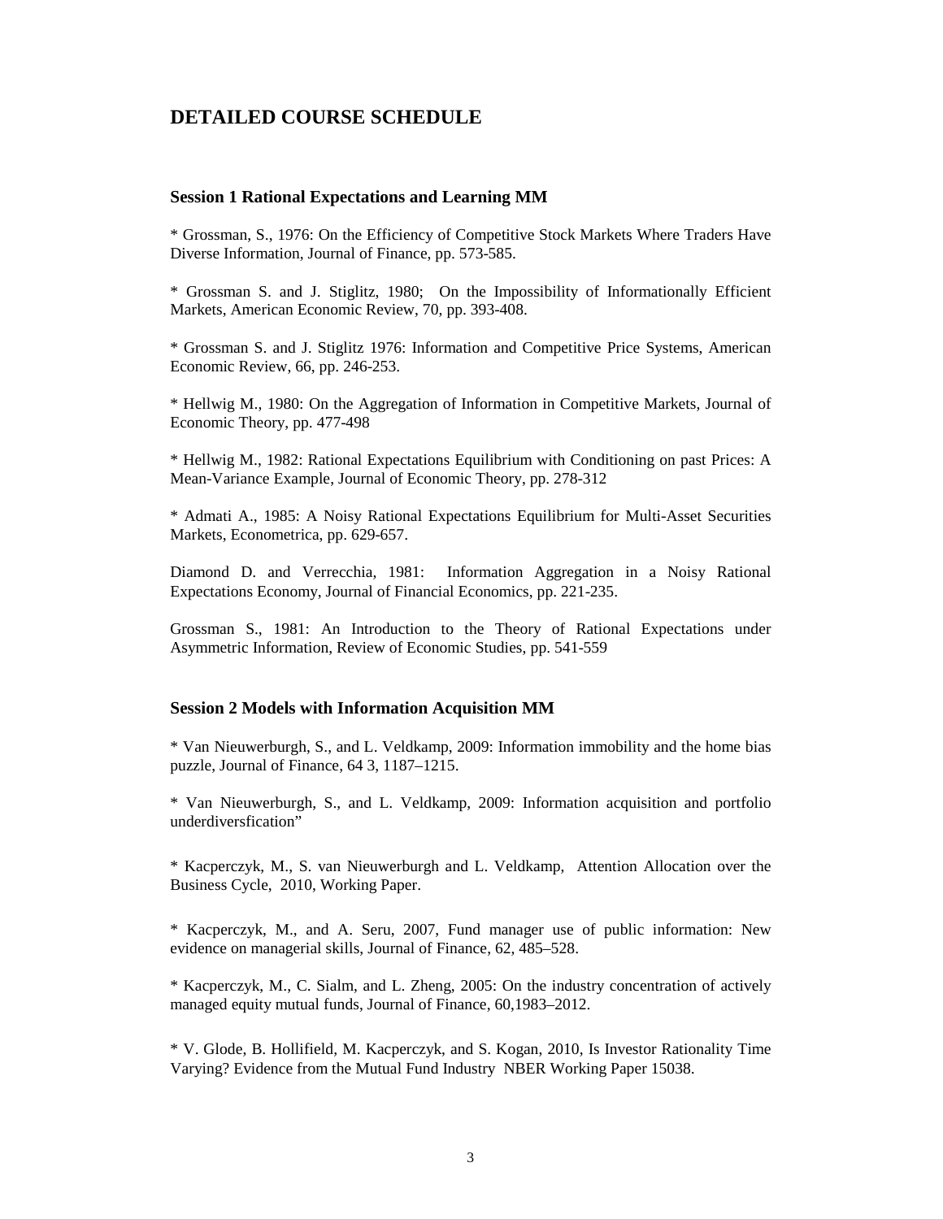## DETAILED COURSE SCHEDULE

### Session 1 Rational Expectations and Learning MM

* Grossman, S., 1976: On the Efficiency of Competitive Stock Markets Where Traders Have Diverse Information, Journal of Finance, pp. 573-585.

* Grossman S. and J. Stiglitz, 1980; On the Impossibility of Informationally Efficient Markets, American Economic Review, 70, pp. 393-408.

* Grossman S. and J. Stiglitz 1976: Information and Competitive Price Systems, American Economic Review, 66, pp. 246-253.

* Hellwig M., 1980: On the Aggregation of Information in Competitive Markets, Journal of Economic Theory, pp. 477-498

* Hellwig M., 1982: Rational Expectations Equilibrium with Conditioning on past Prices: A Mean-Variance Example, Journal of Economic Theory, pp. 278-312

* Admati A., 1985: A Noisy Rational Expectations Equilibrium for Multi-Asset Securities Markets, Econometrica, pp. 629-657.

Diamond D. and Verrecchia, 1981: Information Aggregation in a Noisy Rational Expectations Economy, Journal of Financial Economics, pp. 221-235.

Grossman S., 1981: An Introduction to the Theory of Rational Expectations under Asymmetric Information, Review of Economic Studies, pp. 541-559

### Session 2 Models with Information Acquisition MM

* Van Nieuwerburgh, S., and L. Veldkamp, 2009: Information immobility and the home bias puzzle, Journal of Finance, 64 3, 1187–1215.

* Van Nieuwerburgh, S., and L. Veldkamp, 2009: Information acquisition and portfolio underdiversfication"

* Kacperczyk, M., S. van Nieuwerburgh and L. Veldkamp, Attention Allocation over the Business Cycle, 2010, Working Paper.

* Kacperczyk, M., and A. Seru, 2007, Fund manager use of public information: New evidence on managerial skills, Journal of Finance, 62, 485–528.

* Kacperczyk, M., C. Sialm, and L. Zheng, 2005: On the industry concentration of actively managed equity mutual funds, Journal of Finance, 60,1983–2012.

* V. Glode, B. Hollifield, M. Kacperczyk, and S. Kogan, 2010, Is Investor Rationality Time Varying? Evidence from the Mutual Fund Industry NBER Working Paper 15038.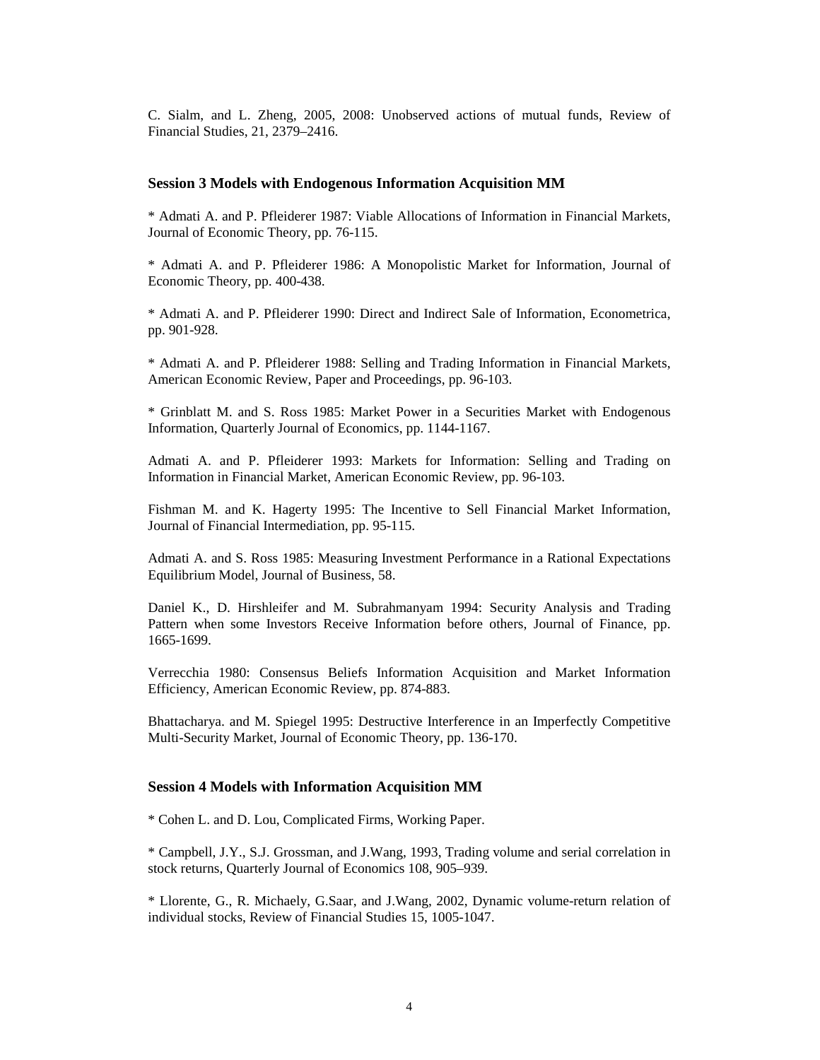C. Sialm, and L. Zheng, 2005, 2008: Unobserved actions of mutual funds, Review of Financial Studies, 21, 2379–2416.

### Session 3 Models with Endogenous Information Acquisition MM

* Admati A. and P. Pfleiderer 1987: Viable Allocations of Information in Financial Markets, Journal of Economic Theory, pp. 76-115.

* Admati A. and P. Pfleiderer 1986: A Monopolistic Market for Information, Journal of Economic Theory, pp. 400-438.

* Admati A. and P. Pfleiderer 1990: Direct and Indirect Sale of Information, Econometrica, pp. 901-928.

* Admati A. and P. Pfleiderer 1988: Selling and Trading Information in Financial Markets, American Economic Review, Paper and Proceedings, pp. 96-103.

* Grinblatt M. and S. Ross 1985: Market Power in a Securities Market with Endogenous Information, Quarterly Journal of Economics, pp. 1144-1167.

Admati A. and P. Pfleiderer 1993: Markets for Information: Selling and Trading on Information in Financial Market, American Economic Review, pp. 96-103.

Fishman M. and K. Hagerty 1995: The Incentive to Sell Financial Market Information, Journal of Financial Intermediation, pp. 95-115.

Admati A. and S. Ross 1985: Measuring Investment Performance in a Rational Expectations Equilibrium Model, Journal of Business, 58.

Daniel K., D. Hirshleifer and M. Subrahmanyam 1994: Security Analysis and Trading Pattern when some Investors Receive Information before others, Journal of Finance, pp. 1665-1699.

Verrecchia 1980: Consensus Beliefs Information Acquisition and Market Information Efficiency, American Economic Review, pp. 874-883.

Bhattacharya. and M. Spiegel 1995: Destructive Interference in an Imperfectly Competitive Multi-Security Market, Journal of Economic Theory, pp. 136-170.

### Session 4 Models with Information Acquisition MM

* Cohen L. and D. Lou, Complicated Firms, Working Paper.

* Campbell, J.Y., S.J. Grossman, and J.Wang, 1993, Trading volume and serial correlation in stock returns, Quarterly Journal of Economics 108, 905–939.

* Llorente, G., R. Michaely, G.Saar, and J.Wang, 2002, Dynamic volume-return relation of individual stocks, Review of Financial Studies 15, 1005-1047.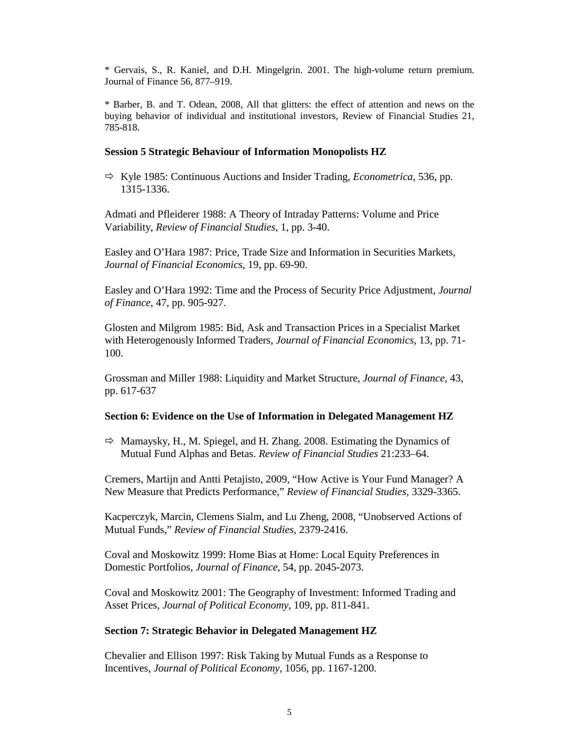* Gervais, S., R. Kaniel, and D.H. Mingelgrin. 2001. The high-volume return premium. Journal of Finance 56, 877–919.

* Barber, B. and T. Odean, 2008, All that glitters: the effect of attention and news on the buying behavior of individual and institutional investors, Review of Financial Studies 21, 785-818.

**Session 5 Strategic Behaviour of Information Monopolists HZ**

⇨ Kyle 1985: Continuous Auctions and Insider Trading, *Econometrica*, 536, pp. 1315-1336.

Admati and Pfleiderer 1988: A Theory of Intraday Patterns: Volume and Price Variability, *Review of Financial Studies*, 1, pp. 3-40.

Easley and O'Hara 1987: Price, Trade Size and Information in Securities Markets, *Journal of Financial Economics*, 19, pp. 69-90.

Easley and O'Hara 1992: Time and the Process of Security Price Adjustment, *Journal of Finance*, 47, pp. 905-927.

Glosten and Milgrom 1985: Bid, Ask and Transaction Prices in a Specialist Market with Heterogenously Informed Traders, *Journal of Financial Economics*, 13, pp. 71-100.

Grossman and Miller 1988: Liquidity and Market Structure, *Journal of Finance*, 43, pp. 617-637

**Section 6: Evidence on the Use of Information in Delegated Management HZ**

⇨ Mamaysky, H., M. Spiegel, and H. Zhang. 2008. Estimating the Dynamics of Mutual Fund Alphas and Betas. *Review of Financial Studies* 21:233–64.

Cremers, Martijn and Antti Petajisto, 2009, "How Active is Your Fund Manager? A New Measure that Predicts Performance," *Review of Financial Studies*, 3329-3365.

Kacperczyk, Marcin, Clemens Sialm, and Lu Zheng, 2008, "Unobserved Actions of Mutual Funds," *Review of Financial Studies*, 2379-2416.

Coval and Moskowitz 1999: Home Bias at Home: Local Equity Preferences in Domestic Portfolios, *Journal of Finance*, 54, pp. 2045-2073.

Coval and Moskowitz 2001: The Geography of Investment: Informed Trading and Asset Prices, *Journal of Political Economy*, 109, pp. 811-841.

**Section 7: Strategic Behavior in Delegated Management HZ**

Chevalier and Ellison 1997: Risk Taking by Mutual Funds as a Response to Incentives, *Journal of Political Economy*, 1056, pp. 1167-1200.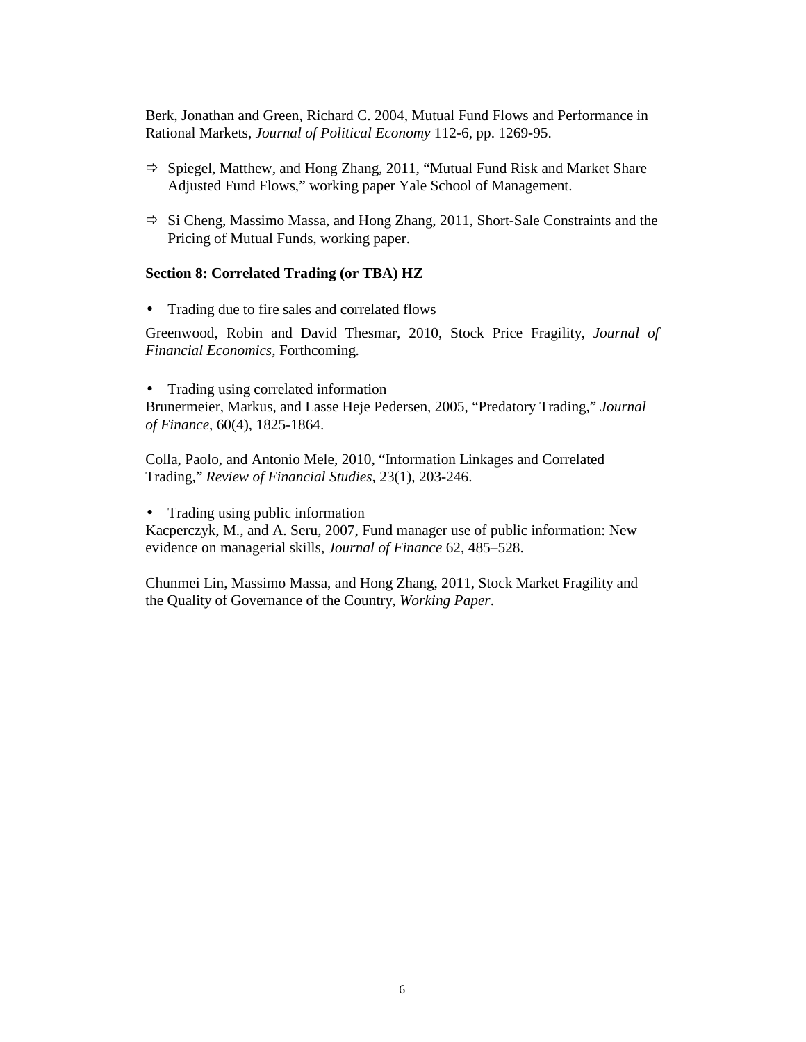Berk, Jonathan and Green, Richard C. 2004, Mutual Fund Flows and Performance in Rational Markets, *Journal of Political Economy* 112-6, pp. 1269-95.

⇨ Spiegel, Matthew, and Hong Zhang, 2011, "Mutual Fund Risk and Market Share Adjusted Fund Flows," working paper Yale School of Management.

⇨ Si Cheng, Massimo Massa, and Hong Zhang, 2011, Short-Sale Constraints and the Pricing of Mutual Funds, working paper.

**Section 8: Correlated Trading (or TBA) HZ**

- Trading due to fire sales and correlated flows

Greenwood, Robin and David Thesmar, 2010, Stock Price Fragility, *Journal of Financial Economics*, Forthcoming.

- Trading using correlated information

Brunermeier, Markus, and Lasse Heje Pedersen, 2005, "Predatory Trading," *Journal of Finance*, 60(4), 1825-1864.

Colla, Paolo, and Antonio Mele, 2010, "Information Linkages and Correlated Trading," *Review of Financial Studies*, 23(1), 203-246.

- Trading using public information

Kacperczyk, M., and A. Seru, 2007, Fund manager use of public information: New evidence on managerial skills, *Journal of Finance* 62, 485–528.

Chunmei Lin, Massimo Massa, and Hong Zhang, 2011, Stock Market Fragility and the Quality of Governance of the Country, *Working Paper*.